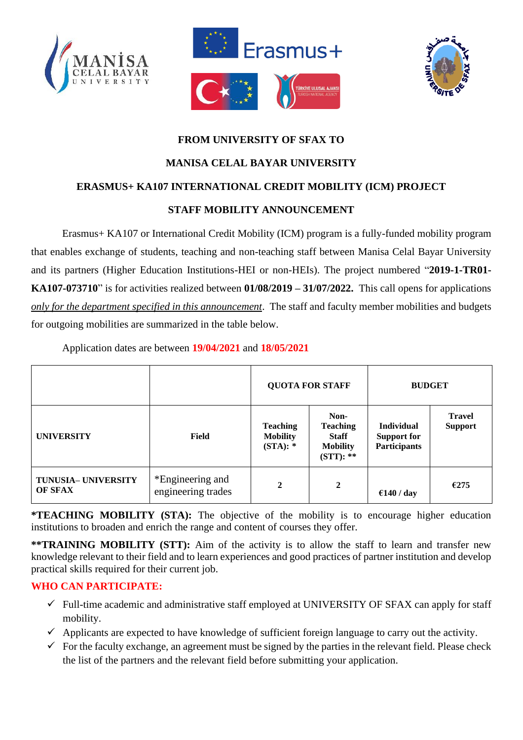**FROM UNIVERSITY OF SFAX TO**

**MANISA CELAL BAYAR UNIVERSITY**

**ERASMUS+ KA107 INTERNATIONAL CREDIT MOBILITY (ICM) PROJECT**

**STAFF MOBILITY ANNOUNCEMENT**

Erasmus+ KA107 or International Credit Mobility (ICM) program is a fully-funded mobility program that enables exchange of students, teaching and non-teaching staff between Manisa Celal Bayar University and its partners (Higher Education Institutions-HEI or non-HEIs). The project numbered "**2019-1-TR01-KA107-073710**" is for activities realized between **01/08/2019 – 31/07/2022.** This call opens for applications *only for the department specified in this announcement*. The staff and faculty member mobilities and budgets for outgoing mobilities are summarized in the table below.

Application dates are between **19/04/2021** and **18/05/2021**

| | | QUOTA FOR STAFF | | BUDGET | |
|---|---|---|---|---|---|
| **UNIVERSITY** | **Field** | **Teaching Mobility (STA): \*** | **Non-Teaching Staff Mobility (STT): \*\*** | **Individual Support for Participants** | **Travel Support** |
| **TUNUSIA– UNIVERSITY OF SFAX** | *Engineering and engineering trades | **2** | **2** | **€140 / day** | **€275** |

**\*TEACHING MOBILITY (STA):** The objective of the mobility is to encourage higher education institutions to broaden and enrich the range and content of courses they offer.

**\*\*TRAINING MOBILITY (STT):** Aim of the activity is to allow the staff to learn and transfer new knowledge relevant to their field and to learn experiences and good practices of partner institution and develop practical skills required for their current job.

**WHO CAN PARTICIPATE:**

- ✓ Full-time academic and administrative staff employed at UNIVERSITY OF SFAX can apply for staff mobility.
- ✓ Applicants are expected to have knowledge of sufficient foreign language to carry out the activity.
- ✓ For the faculty exchange, an agreement must be signed by the parties in the relevant field. Please check the list of the partners and the relevant field before submitting your application.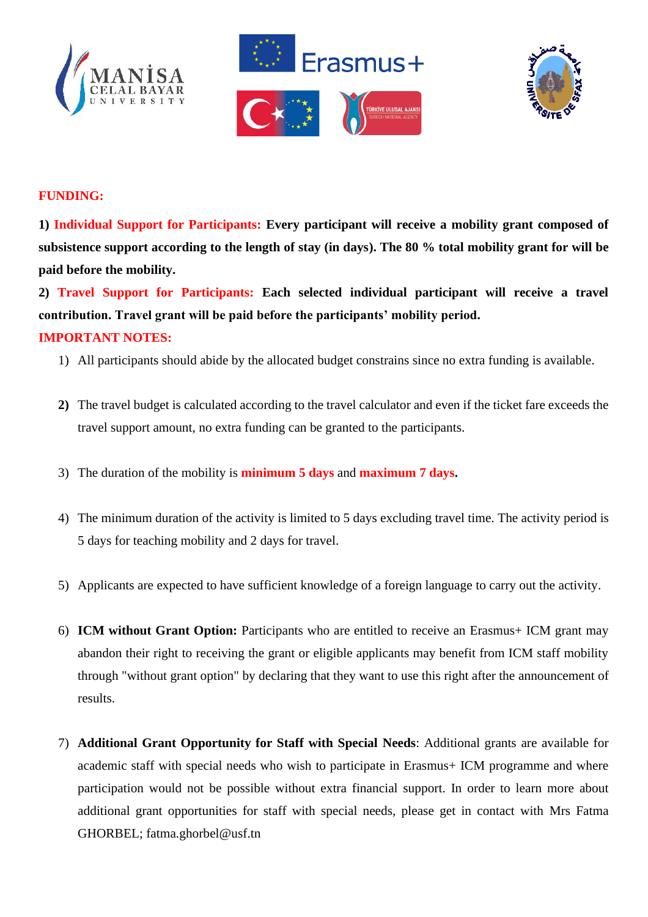**FUNDING:**

**1) Individual Support for Participants: Every participant will receive a mobility grant composed of subsistence support according to the length of stay (in days). The 80 % total mobility grant for will be paid before the mobility.**

**2) Travel Support for Participants: Each selected individual participant will receive a travel contribution. Travel grant will be paid before the participants' mobility period.**

**IMPORTANT NOTES:**

1) All participants should abide by the allocated budget constrains since no extra funding is available.

2) The travel budget is calculated according to the travel calculator and even if the ticket fare exceeds the travel support amount, no extra funding can be granted to the participants.

3) The duration of the mobility is **minimum 5 days** and **maximum 7 days.**

4) The minimum duration of the activity is limited to 5 days excluding travel time. The activity period is 5 days for teaching mobility and 2 days for travel.

5) Applicants are expected to have sufficient knowledge of a foreign language to carry out the activity.

6) **ICM without Grant Option:** Participants who are entitled to receive an Erasmus+ ICM grant may abandon their right to receiving the grant or eligible applicants may benefit from ICM staff mobility through "without grant option" by declaring that they want to use this right after the announcement of results.

7) **Additional Grant Opportunity for Staff with Special Needs**: Additional grants are available for academic staff with special needs who wish to participate in Erasmus+ ICM programme and where participation would not be possible without extra financial support. In order to learn more about additional grant opportunities for staff with special needs, please get in contact with Mrs Fatma GHORBEL; fatma.ghorbel@usf.tn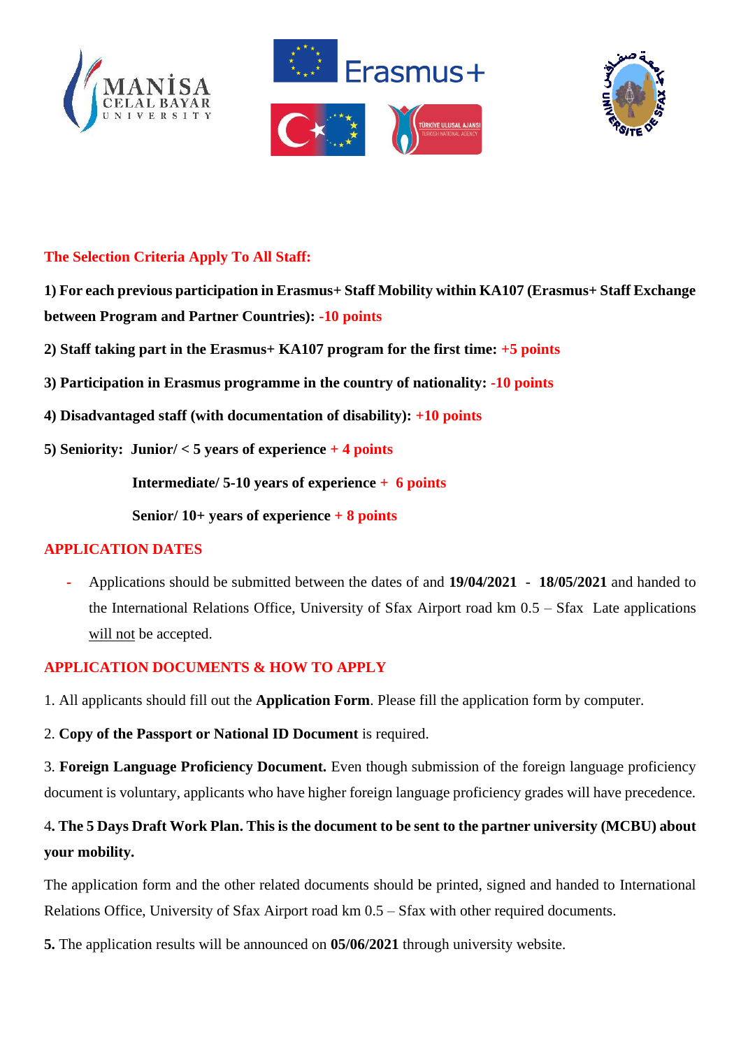**The Selection Criteria Apply To All Staff:**

**1) For each previous participation in Erasmus+ Staff Mobility within KA107 (Erasmus+ Staff Exchange between Program and Partner Countries): -10 points**

**2) Staff taking part in the Erasmus+ KA107 program for the first time: +5 points**

**3) Participation in Erasmus programme in the country of nationality: -10 points**

**4) Disadvantaged staff (with documentation of disability): +10 points**

**5) Seniority: Junior/ < 5 years of experience + 4 points**

**Intermediate/ 5-10 years of experience + 6 points**

**Senior/ 10+ years of experience + 8 points**

## APPLICATION DATES

- Applications should be submitted between the dates of and **19/04/2021 - 18/05/2021** and handed to the International Relations Office, University of Sfax Airport road km 0.5 – Sfax Late applications will not be accepted.

## APPLICATION DOCUMENTS & HOW TO APPLY

1. All applicants should fill out the **Application Form**. Please fill the application form by computer.

2. **Copy of the Passport or National ID Document** is required.

3. **Foreign Language Proficiency Document.** Even though submission of the foreign language proficiency document is voluntary, applicants who have higher foreign language proficiency grades will have precedence.

4. **The 5 Days Draft Work Plan. This is the document to be sent to the partner university (MCBU) about your mobility.**

The application form and the other related documents should be printed, signed and handed to International Relations Office, University of Sfax Airport road km 0.5 – Sfax with other required documents.

**5.** The application results will be announced on **05/06/2021** through university website.